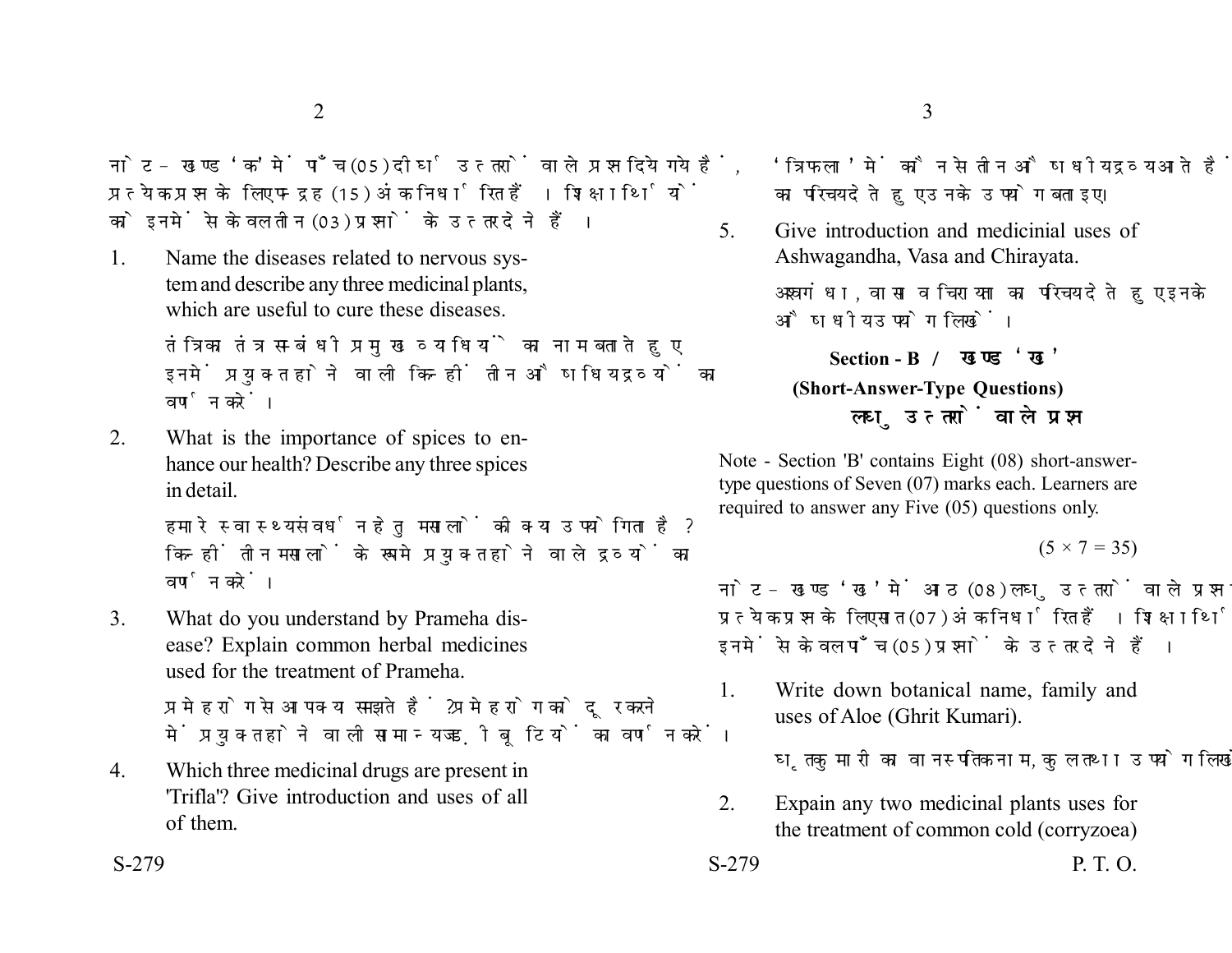नोट- खण्ड 'क' में पाँच (05) दीर्घ उत्तरों वाले प्रश्न दिये गये हैं, प्रत्येक प्रश्न के लिए पन्द्रह (15) अंक निर्धारित हैं। शिक्षार्थियों को इनमें से केवल तीन (03) प्रश्नों के उत्तर देने हैं।

1. Name the diseases related to nervous system and describe any three medicinal plants, which are useful to cure these diseases.

   तंत्रिका तंत्र सम्बंधी प्रमुख व्याधियों का नाम बताते हुए इनमें प्रयुक्त होने वाली किन्हीं तीन औषधिय द्रव्यों का वर्णन करें।

2. What is the importance of spices to enhance our health? Describe any three spices in detail.

   हमारे स्वास्थ्य संवर्धन हेतु मसालों की क्या उपयोगिता है? किन्हीं तीन मसालों के रूप में प्रयुक्त होने वाले द्रव्यों का वर्णन करें।

3. What do you understand by Prameha disease? Explain common herbal medicines used for the treatment of Prameha.

   प्रमेह रोग से आप क्या समझते हैं? प्रमेह रोग को दूर करने में प्रयुक्त होने वाली सामान्य जड़ी बूटियों का वर्णन करें।

4. Which three medicinal drugs are present in 'Trifla'? Give introduction and uses of all of them.

   'त्रिफला' में कौन से तीन औषधीय द्रव्य आते हैं। का परिचय देते हुए उनके उपयोग बताइए।

5. Give introduction and medicinial uses of Ashwagandha, Vasa and Chirayata.

   अश्वगंधा, वासा व चिरायता का परिचय देते हुए इनके औषधीय उपयोग लिखें।

## Section - B / खण्ड 'ख'

### (Short-Answer-Type Questions)

### लघु उत्तरों वाले प्रश्न

Note - Section 'B' contains Eight (08) short-answer-type questions of Seven (07) marks each. Learners are required to answer any Five (05) questions only.

$(5 \times 7 = 35)$

नोट- खण्ड 'ख' में आठ (08) लघु उत्तरों वाले प्रश्न दिये गये हैं, प्रत्येक प्रश्न के लिए सात (07) अंक निर्धारित हैं। शिक्षार्थियों को इनमें से केवल पाँच (05) प्रश्नों के उत्तर देने हैं।

1. Write down botanical name, family and uses of Aloe (Ghrit Kumari).

   घृतकुमारी का वानस्पतिक नाम, कुल तथा उपयोग लिखें।

2. Expain any two medicinal plants uses for the treatment of common cold (corryzoea)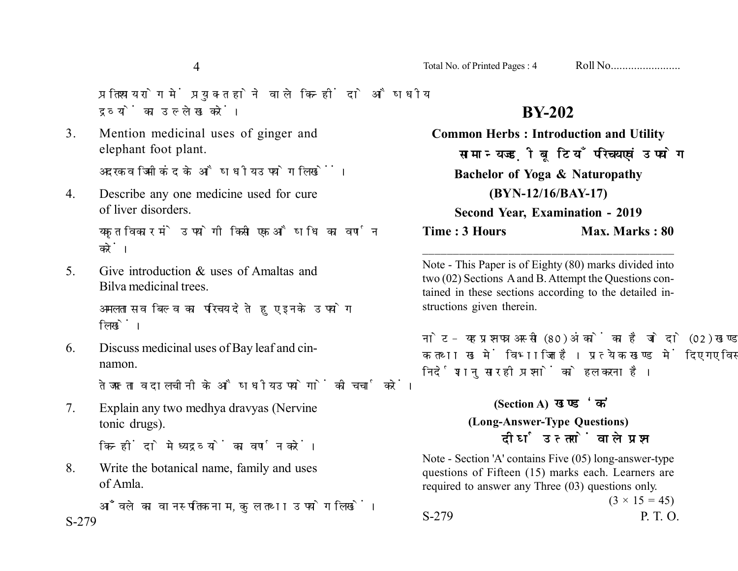प्रतिश्याय रोग में प्रयुक्त होने वाले किन्हीं दो औषधीय द्रव्यों का उल्लेख करें।

3. Mention medicinal uses of ginger and elephant foot plant.

   अदरक व जिमीकंद के औषधीय उपयोग लिखें।

4. Describe any one medicine used for cure of liver disorders.

   यकृत विकार में उपयोगी किसी एक औषधि का वर्णन करें।

5. Give introduction & uses of Amaltas and Bilva medicinal trees.

   अमलतास व बिल्व का परिचय देते हुए इनके उपयोग लिखें।

6. Discuss medicinal uses of Bay leaf and cinnamon.

   तेजपत्ता व दालचीनी के औषधीय उपयोगों की चर्चा करें।

7. Explain any two medhya dravyas (Nervine tonic drugs).

   किन्हीं दो मेध्य द्रव्यों का वर्णन करें।

8. Write the botanical name, family and uses of Amla.

   आँवले का वानस्पतिक नाम, कुल तथा उपयोग लिखें।

S-279

# BY-202

**Common Herbs : Introduction and Utility**

**सामान्य जड़ी बूटियाँ परिचय एवं उपयोग**

**Bachelor of Yoga & Naturopathy**

**(BYN-12/16/BAY-17)**

**Second Year, Examination - 2019**

**Time : 3 Hours** **Max. Marks : 80**

---

Note - This Paper is of Eighty (80) marks divided into two (02) Sections A and B. Attempt the Questions contained in these sections according to the detailed instructions given therein.

नोट - यह प्रश्न पत्र अस्सी (80) अंकों का है जो दो (02) खण्डों क तथा ख में विभाजित है। प्रत्येक खण्ड में दिए गए विस्तृत निर्देशानुसार ही प्रश्नों को हल करना है।

## (Section A) खण्ड 'क'

### (Long-Answer-Type Questions)

### दीर्घ उत्तरों वाले प्रश्न

Note - Section 'A' contains Five (05) long-answer-type questions of Fifteen (15) marks each. Learners are required to answer any Three (03) questions only.

$(3 \times 15 = 45)$

S-279 P. T. O.